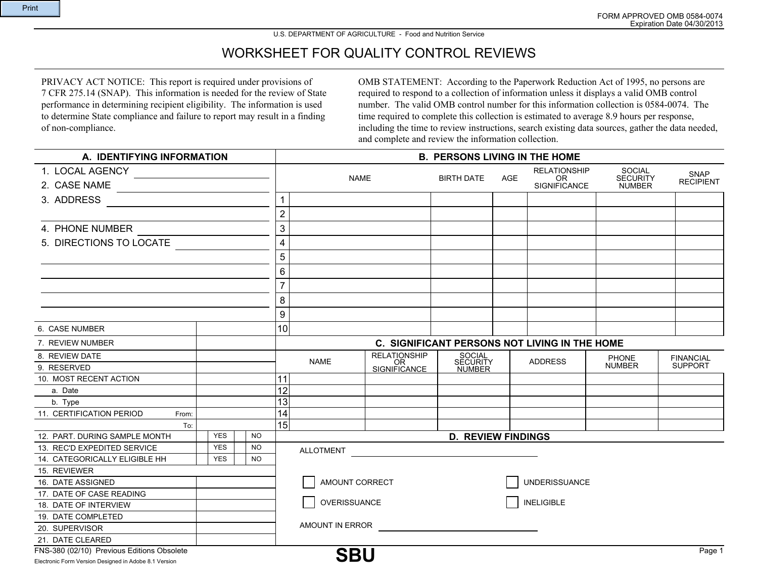FORM APPROVED OMB 0584-0074
Expiration Date 04/30/2013

U.S. DEPARTMENT OF AGRICULTURE - Food and Nutrition Service

# WORKSHEET FOR QUALITY CONTROL REVIEWS

PRIVACY ACT NOTICE: This report is required under provisions of 7 CFR 275.14 (SNAP). This information is needed for the review of State performance in determining recipient eligibility. The information is used to determine State compliance and failure to report may result in a finding of non-compliance.

OMB STATEMENT: According to the Paperwork Reduction Act of 1995, no persons are required to respond to a collection of information unless it displays a valid OMB control number. The valid OMB control number for this information collection is 0584-0074. The time required to complete this collection is estimated to average 8.9 hours per response, including the time to review instructions, search existing data sources, gather the data needed, and complete and review the information collection.

## A. IDENTIFYING INFORMATION

1. LOCAL AGENCY ______
2. CASE NAME ______
3. ADDRESS ______
4. PHONE NUMBER ______
5. DIRECTIONS TO LOCATE ______

| | | | | | |
|---|---|---|---|---|---|
| 6. CASE NUMBER | | | | | |
| 7. REVIEW NUMBER | | | | | |
| 8. REVIEW DATE | | | | | |
| 9. RESERVED | | | | | |
| 10. MOST RECENT ACTION | | | | | |
| a. Date | | | | | |
| b. Type | | | | | |
| 11. CERTIFICATION PERIOD | From: | | | | |
| | To: | | | | |
| 12. PART. DURING SAMPLE MONTH | | YES | | NO | |
| 13. REC'D EXPEDITED SERVICE | | YES | | NO | |
| 14. CATEGORICALLY ELIGIBLE HH | | YES | | NO | |
| 15. REVIEWER | | | | | |
| 16. DATE ASSIGNED | | | | | |
| 17. DATE OF CASE READING | | | | | |
| 18. DATE OF INTERVIEW | | | | | |
| 19. DATE COMPLETED | | | | | |
| 20. SUPERVISOR | | | | | |
| 21. DATE CLEARED | | | | | |

## B. PERSONS LIVING IN THE HOME

| | NAME | BIRTH DATE | AGE | RELATIONSHIP OR SIGNIFICANCE | SOCIAL SECURITY NUMBER | SNAP RECIPIENT |
|---|---|---|---|---|---|---|
| 1 | | | | | | |
| 2 | | | | | | |
| 3 | | | | | | |
| 4 | | | | | | |
| 5 | | | | | | |
| 6 | | | | | | |
| 7 | | | | | | |
| 8 | | | | | | |
| 9 | | | | | | |
| 10 | | | | | | |

## C. SIGNIFICANT PERSONS NOT LIVING IN THE HOME

| | NAME | RELATIONSHIP OR SIGNIFICANCE | SOCIAL SECURITY NUMBER | ADDRESS | PHONE NUMBER | FINANCIAL SUPPORT |
|---|---|---|---|---|---|---|
| 11 | | | | | | |
| 12 | | | | | | |
| 13 | | | | | | |
| 14 | | | | | | |
| 15 | | | | | | |

## D. REVIEW FINDINGS

ALLOTMENT ______

☐ AMOUNT CORRECT ☐ UNDERISSUANCE

☐ OVERISSUANCE ☐ INELIGIBLE

AMOUNT IN ERROR ______

FNS-380 (02/10) Previous Editions Obsolete

Electronic Form Version Designed in Adobe 8.1 Version

**SBU**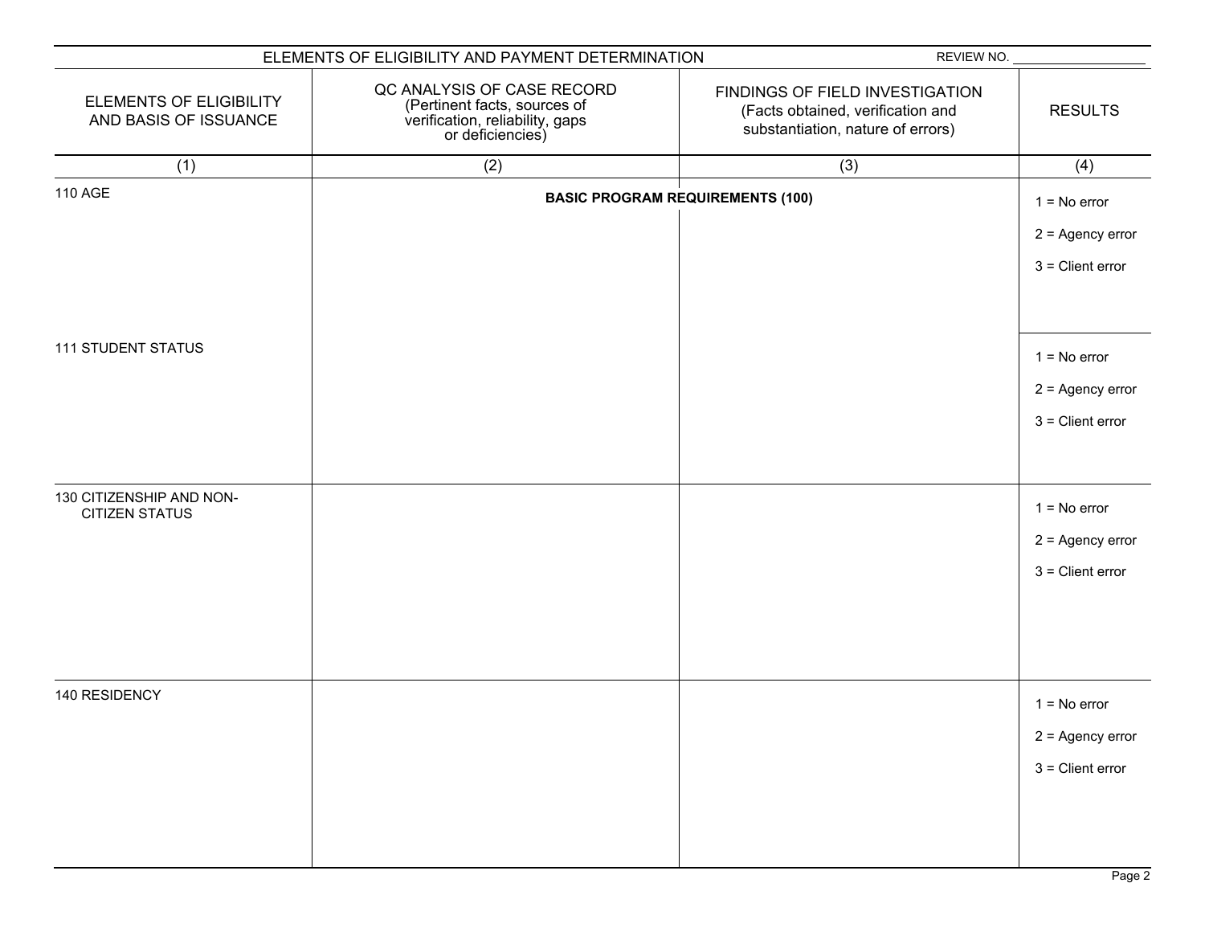## ELEMENTS OF ELIGIBILITY AND PAYMENT DETERMINATION

REVIEW NO. ___________________

| ELEMENTS OF ELIGIBILITY AND BASIS OF ISSUANCE | QC ANALYSIS OF CASE RECORD (Pertinent facts, sources of verification, reliability, gaps or deficiencies) | FINDINGS OF FIELD INVESTIGATION (Facts obtained, verification and substantiation, nature of errors) | RESULTS |
|---|---|---|---|
| (1) | (2) | (3) | (4) |
| | **BASIC PROGRAM REQUIREMENTS (100)** | | |
| 110 AGE | | | 1 = No error<br>2 = Agency error<br>3 = Client error |
| 111 STUDENT STATUS | | | 1 = No error<br>2 = Agency error<br>3 = Client error |
| 130 CITIZENSHIP AND NON-CITIZEN STATUS | | | 1 = No error<br>2 = Agency error<br>3 = Client error |
| 140 RESIDENCY | | | 1 = No error<br>2 = Agency error<br>3 = Client error |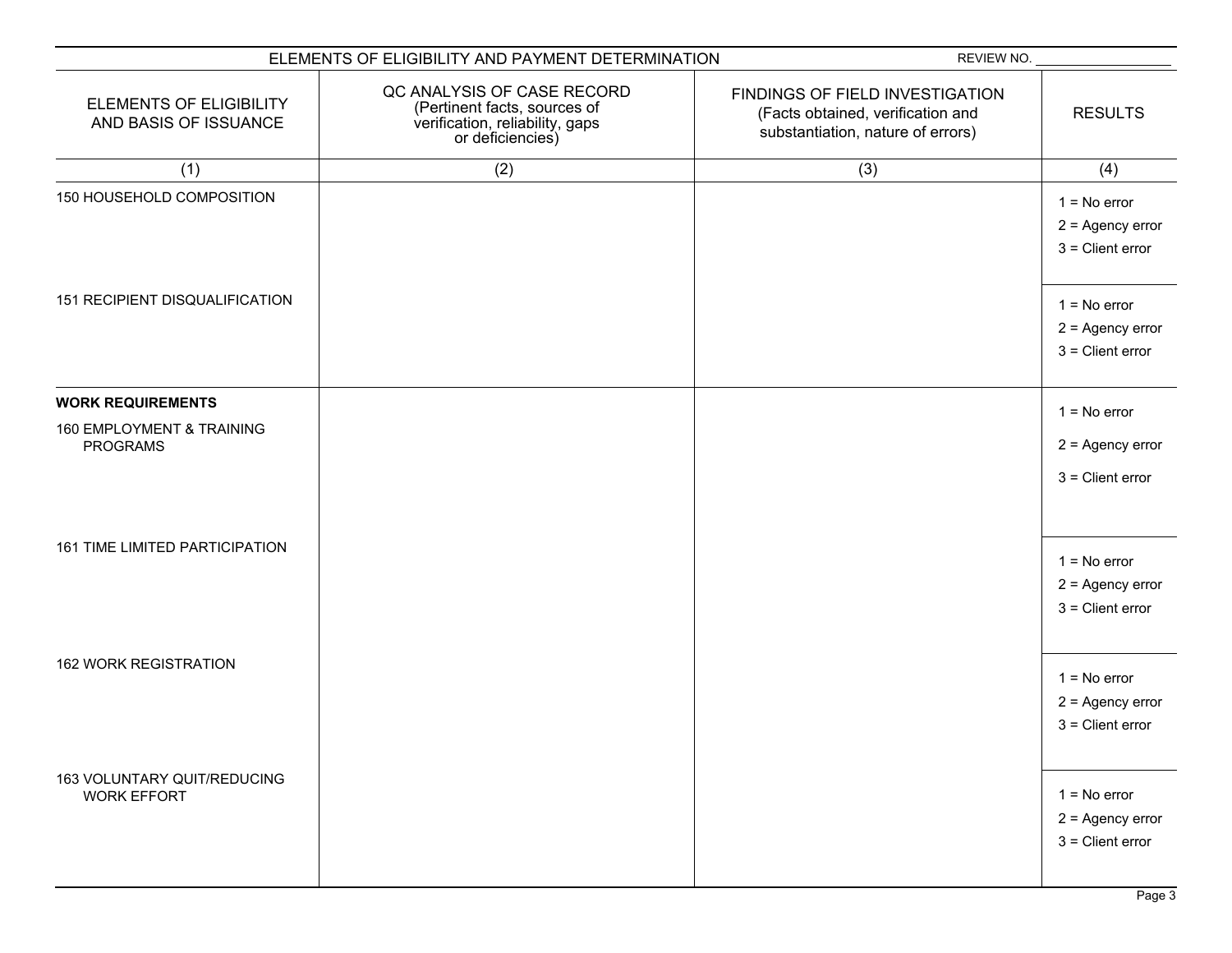## ELEMENTS OF ELIGIBILITY AND PAYMENT DETERMINATION

REVIEW NO. __________________

| ELEMENTS OF ELIGIBILITY AND BASIS OF ISSUANCE | QC ANALYSIS OF CASE RECORD (Pertinent facts, sources of verification, reliability, gaps or deficiencies) | FINDINGS OF FIELD INVESTIGATION (Facts obtained, verification and substantiation, nature of errors) | RESULTS |
|---|---|---|---|
| (1) | (2) | (3) | (4) |
| 150 HOUSEHOLD COMPOSITION | | | 1 = No error<br>2 = Agency error<br>3 = Client error |
| 151 RECIPIENT DISQUALIFICATION | | | 1 = No error<br>2 = Agency error<br>3 = Client error |
| **WORK REQUIREMENTS**<br>160 EMPLOYMENT & TRAINING PROGRAMS | | | 1 = No error<br>2 = Agency error<br>3 = Client error |
| 161 TIME LIMITED PARTICIPATION | | | 1 = No error<br>2 = Agency error<br>3 = Client error |
| 162 WORK REGISTRATION | | | 1 = No error<br>2 = Agency error<br>3 = Client error |
| 163 VOLUNTARY QUIT/REDUCING WORK EFFORT | | | 1 = No error<br>2 = Agency error<br>3 = Client error |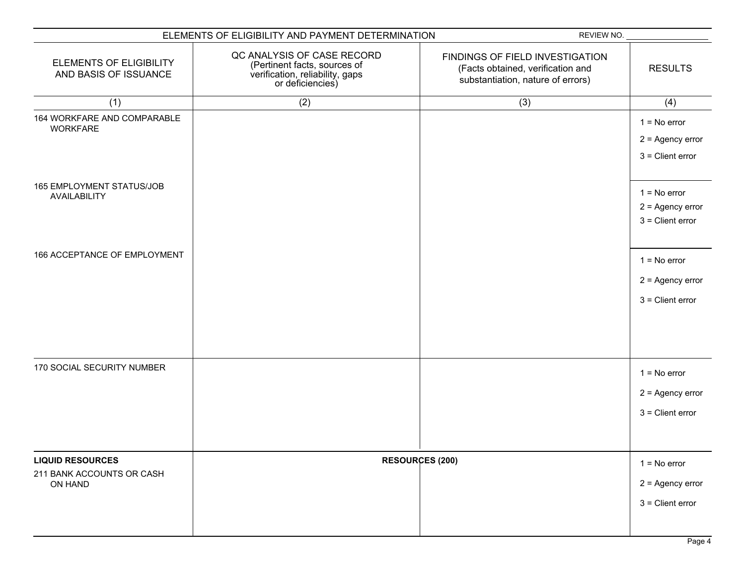## ELEMENTS OF ELIGIBILITY AND PAYMENT DETERMINATION

REVIEW NO. ___________________

| ELEMENTS OF ELIGIBILITY AND BASIS OF ISSUANCE | QC ANALYSIS OF CASE RECORD (Pertinent facts, sources of verification, reliability, gaps or deficiencies) | FINDINGS OF FIELD INVESTIGATION (Facts obtained, verification and substantiation, nature of errors) | RESULTS |
|---|---|---|---|
| (1) | (2) | (3) | (4) |
| 164 WORKFARE AND COMPARABLE WORKFARE | | | 1 = No error<br>2 = Agency error<br>3 = Client error |
| 165 EMPLOYMENT STATUS/JOB AVAILABILITY | | | 1 = No error<br>2 = Agency error<br>3 = Client error |
| 166 ACCEPTANCE OF EMPLOYMENT | | | 1 = No error<br>2 = Agency error<br>3 = Client error |
| 170 SOCIAL SECURITY NUMBER | | | 1 = No error<br>2 = Agency error<br>3 = Client error |
| **RESOURCES (200)** | | | |
| **LIQUID RESOURCES**<br>211 BANK ACCOUNTS OR CASH ON HAND | | | 1 = No error<br>2 = Agency error<br>3 = Client error |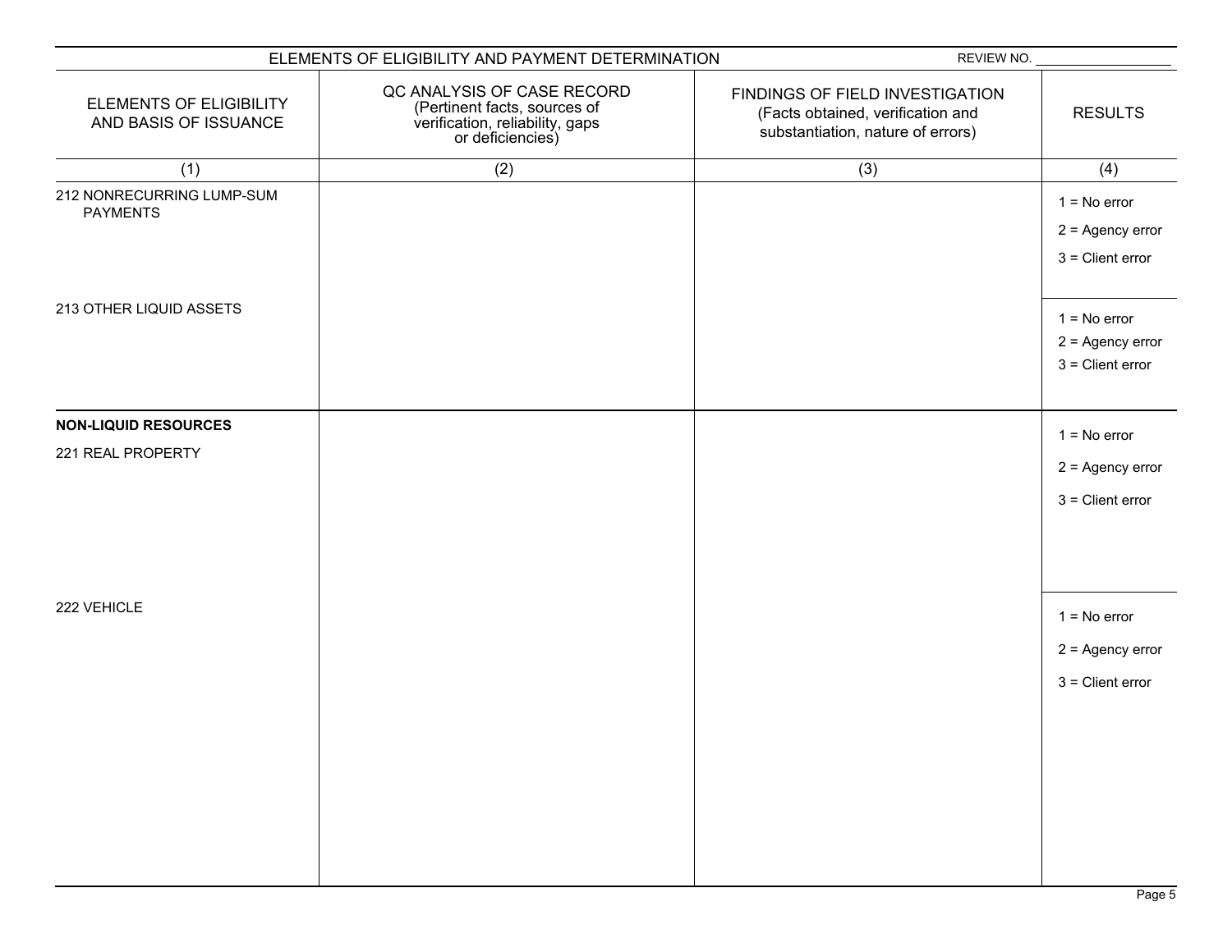## ELEMENTS OF ELIGIBILITY AND PAYMENT DETERMINATION

REVIEW NO. ___________________

| ELEMENTS OF ELIGIBILITY AND BASIS OF ISSUANCE | QC ANALYSIS OF CASE RECORD (Pertinent facts, sources of verification, reliability, gaps or deficiencies) | FINDINGS OF FIELD INVESTIGATION (Facts obtained, verification and substantiation, nature of errors) | RESULTS |
|---|---|---|---|
| (1) | (2) | (3) | (4) |
| 212 NONRECURRING LUMP-SUM PAYMENTS | | | 1 = No error<br>2 = Agency error<br>3 = Client error |
| 213 OTHER LIQUID ASSETS | | | 1 = No error<br>2 = Agency error<br>3 = Client error |
| **NON-LIQUID RESOURCES**<br>221 REAL PROPERTY | | | 1 = No error<br>2 = Agency error<br>3 = Client error |
| 222 VEHICLE | | | 1 = No error<br>2 = Agency error<br>3 = Client error |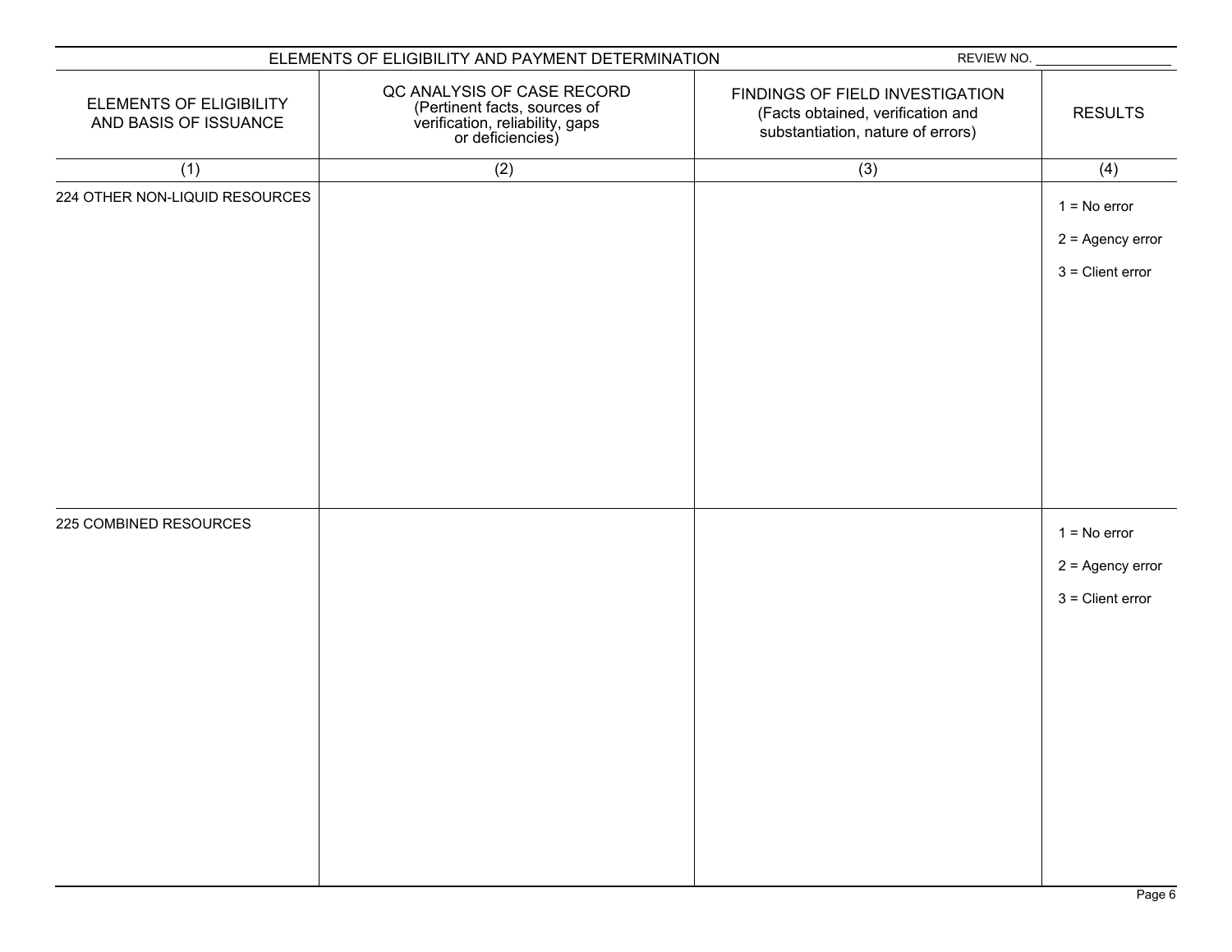| ELEMENTS OF ELIGIBILITY AND PAYMENT DETERMINATION | | | REVIEW NO. ____________ |
|---|---|---|---|
| ELEMENTS OF ELIGIBILITY AND BASIS OF ISSUANCE | QC ANALYSIS OF CASE RECORD (Pertinent facts, sources of verification, reliability, gaps or deficiencies) | FINDINGS OF FIELD INVESTIGATION (Facts obtained, verification and substantiation, nature of errors) | RESULTS |
| (1) | (2) | (3) | (4) |
| 224 OTHER NON-LIQUID RESOURCES | | | 1 = No error<br>2 = Agency error<br>3 = Client error |
| 225 COMBINED RESOURCES | | | 1 = No error<br>2 = Agency error<br>3 = Client error |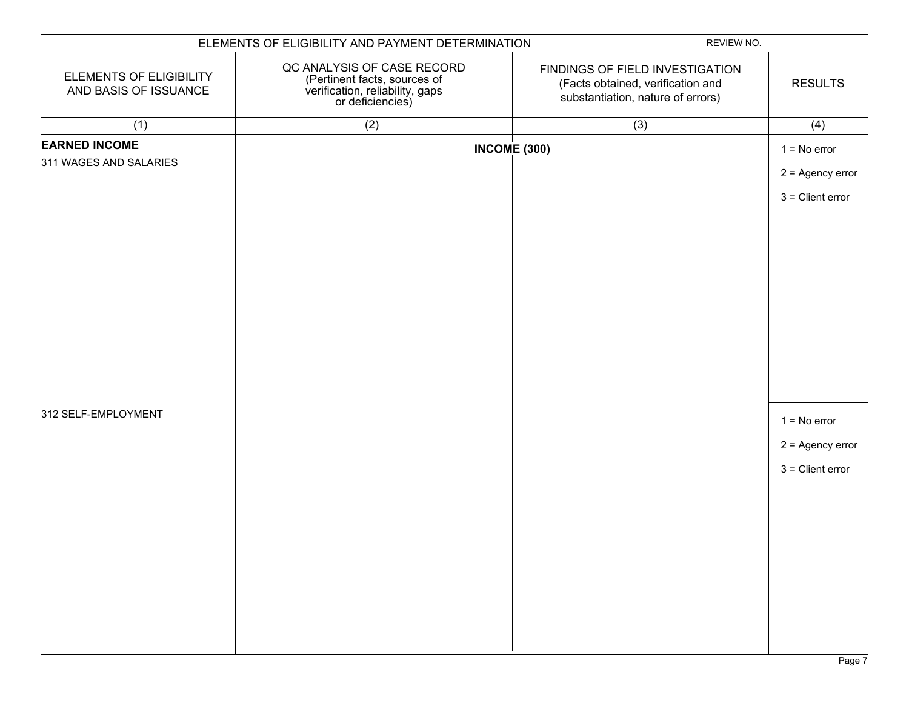ELEMENTS OF ELIGIBILITY AND PAYMENT DETERMINATION

REVIEW NO. ________________

| ELEMENTS OF ELIGIBILITY AND BASIS OF ISSUANCE | QC ANALYSIS OF CASE RECORD (Pertinent facts, sources of verification, reliability, gaps or deficiencies) | FINDINGS OF FIELD INVESTIGATION (Facts obtained, verification and substantiation, nature of errors) | RESULTS |
|---|---|---|---|
| (1) | (2) | (3) | (4) |
| **EARNED INCOME** | **INCOME (300)** | | |
| 311 WAGES AND SALARIES | | | 1 = No error<br>2 = Agency error<br>3 = Client error |
| 312 SELF-EMPLOYMENT | | | 1 = No error<br>2 = Agency error<br>3 = Client error |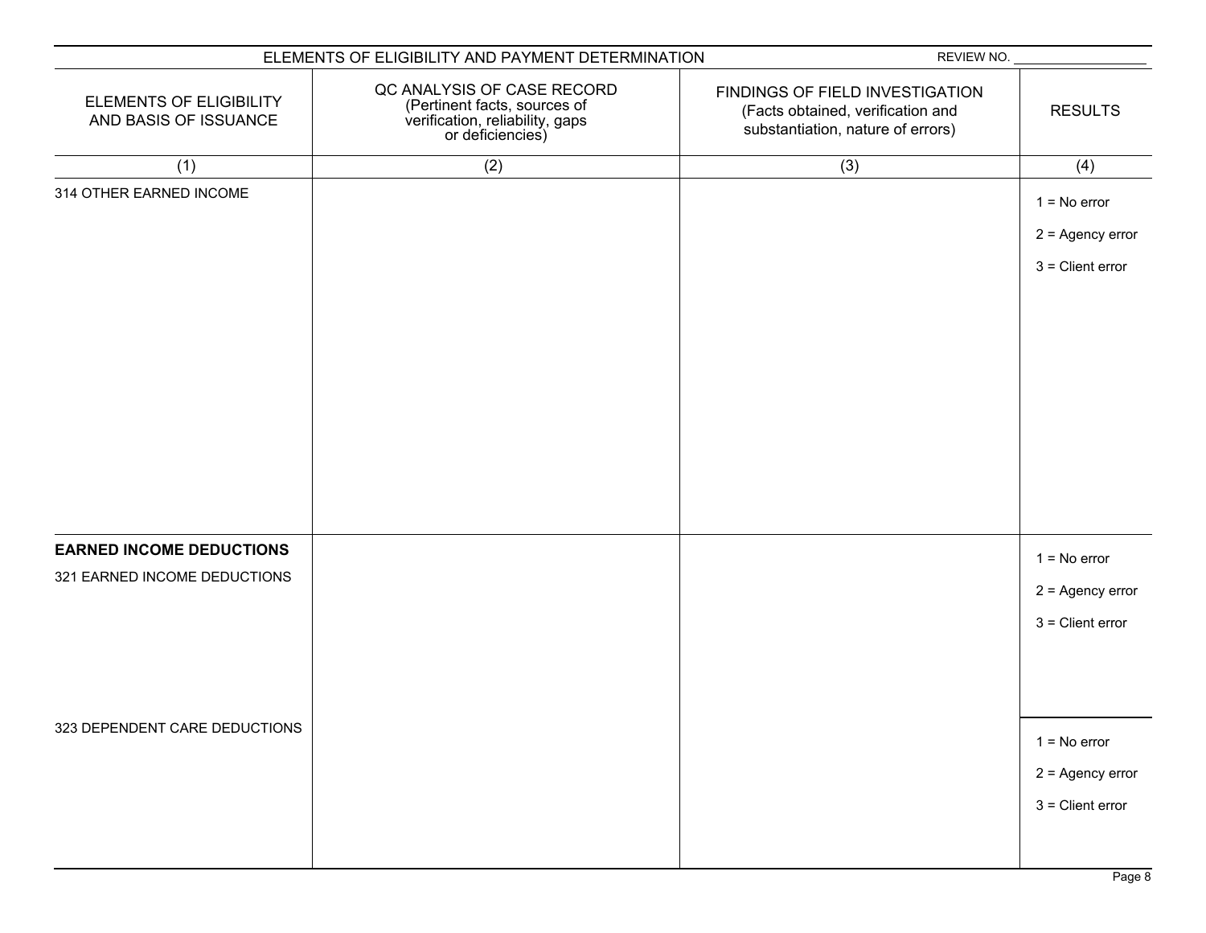ELEMENTS OF ELIGIBILITY AND PAYMENT DETERMINATION

REVIEW NO. ____________________

| ELEMENTS OF ELIGIBILITY AND BASIS OF ISSUANCE | QC ANALYSIS OF CASE RECORD (Pertinent facts, sources of verification, reliability, gaps or deficiencies) | FINDINGS OF FIELD INVESTIGATION (Facts obtained, verification and substantiation, nature of errors) | RESULTS |
|---|---|---|---|
| (1) | (2) | (3) | (4) |
| 314 OTHER EARNED INCOME | | | 1 = No error<br>2 = Agency error<br>3 = Client error |
| **EARNED INCOME DEDUCTIONS**<br>321 EARNED INCOME DEDUCTIONS | | | 1 = No error<br>2 = Agency error<br>3 = Client error |
| 323 DEPENDENT CARE DEDUCTIONS | | | 1 = No error<br>2 = Agency error<br>3 = Client error |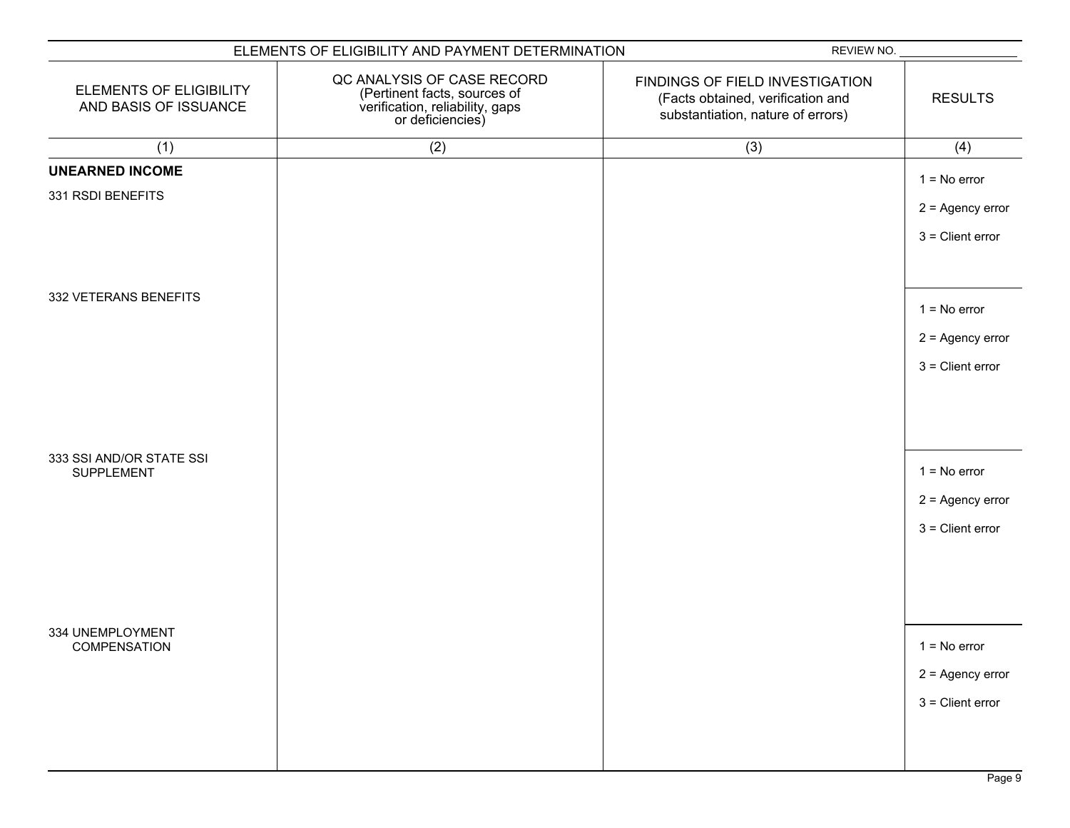ELEMENTS OF ELIGIBILITY AND PAYMENT DETERMINATION

REVIEW NO. ___________________

| ELEMENTS OF ELIGIBILITY AND BASIS OF ISSUANCE | QC ANALYSIS OF CASE RECORD (Pertinent facts, sources of verification, reliability, gaps or deficiencies) | FINDINGS OF FIELD INVESTIGATION (Facts obtained, verification and substantiation, nature of errors) | RESULTS |
|---|---|---|---|
| (1) | (2) | (3) | (4) |
| **UNEARNED INCOME** | | | |
| 331 RSDI BENEFITS | | | 1 = No error<br>2 = Agency error<br>3 = Client error |
| 332 VETERANS BENEFITS | | | 1 = No error<br>2 = Agency error<br>3 = Client error |
| 333 SSI AND/OR STATE SSI SUPPLEMENT | | | 1 = No error<br>2 = Agency error<br>3 = Client error |
| 334 UNEMPLOYMENT COMPENSATION | | | 1 = No error<br>2 = Agency error<br>3 = Client error |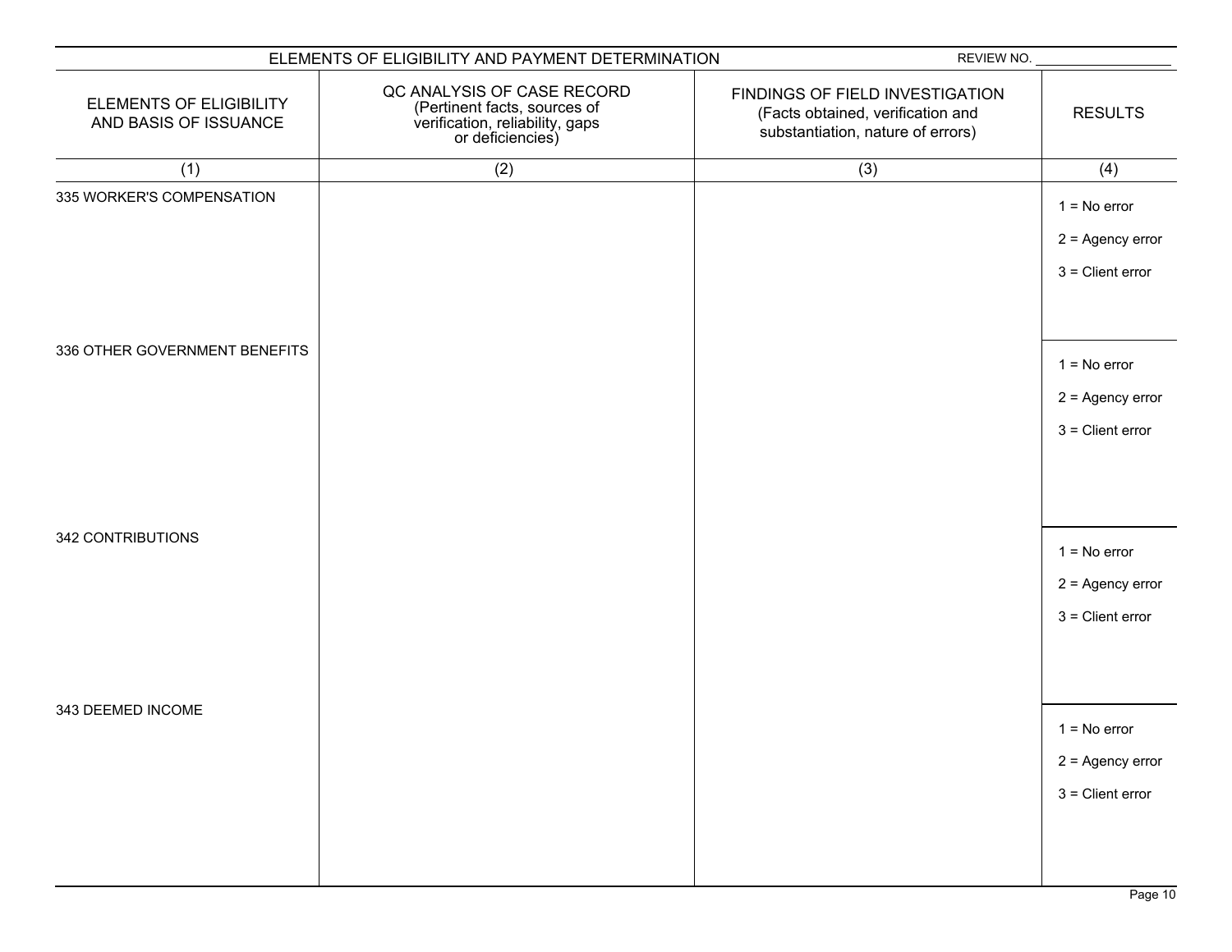## ELEMENTS OF ELIGIBILITY AND PAYMENT DETERMINATION

REVIEW NO. ___________________

| ELEMENTS OF ELIGIBILITY AND BASIS OF ISSUANCE | QC ANALYSIS OF CASE RECORD (Pertinent facts, sources of verification, reliability, gaps or deficiencies) | FINDINGS OF FIELD INVESTIGATION (Facts obtained, verification and substantiation, nature of errors) | RESULTS |
|---|---|---|---|
| (1) | (2) | (3) | (4) |
| 335 WORKER'S COMPENSATION | | | 1 = No error<br>2 = Agency error<br>3 = Client error |
| 336 OTHER GOVERNMENT BENEFITS | | | 1 = No error<br>2 = Agency error<br>3 = Client error |
| 342 CONTRIBUTIONS | | | 1 = No error<br>2 = Agency error<br>3 = Client error |
| 343 DEEMED INCOME | | | 1 = No error<br>2 = Agency error<br>3 = Client error |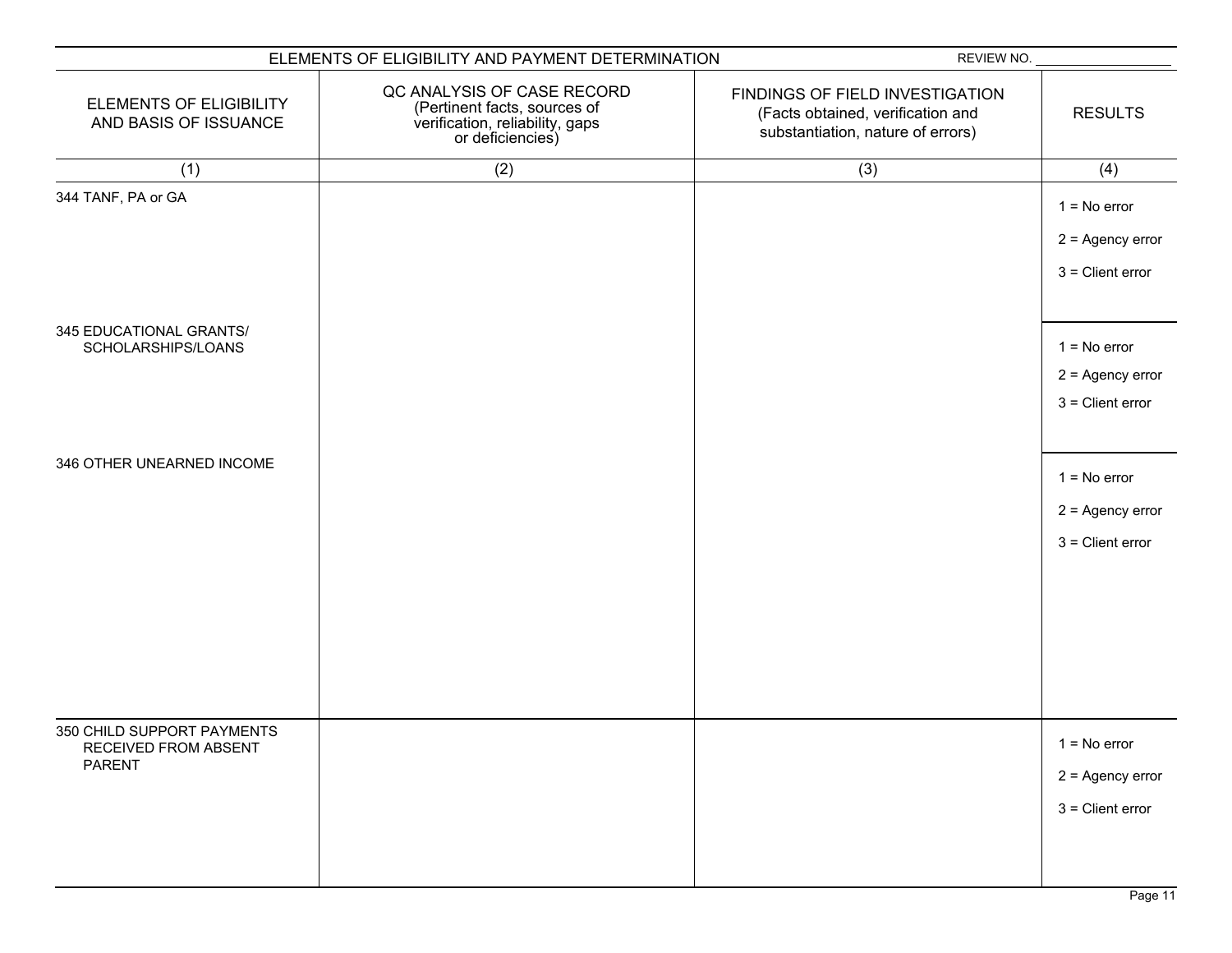ELEMENTS OF ELIGIBILITY AND PAYMENT DETERMINATION

REVIEW NO. ____________

| ELEMENTS OF ELIGIBILITY AND BASIS OF ISSUANCE | QC ANALYSIS OF CASE RECORD (Pertinent facts, sources of verification, reliability, gaps or deficiencies) | FINDINGS OF FIELD INVESTIGATION (Facts obtained, verification and substantiation, nature of errors) | RESULTS |
|---|---|---|---|
| (1) | (2) | (3) | (4) |
| 344 TANF, PA or GA | | | 1 = No error<br>2 = Agency error<br>3 = Client error |
| 345 EDUCATIONAL GRANTS/ SCHOLARSHIPS/LOANS | | | 1 = No error<br>2 = Agency error<br>3 = Client error |
| 346 OTHER UNEARNED INCOME | | | 1 = No error<br>2 = Agency error<br>3 = Client error |
| 350 CHILD SUPPORT PAYMENTS RECEIVED FROM ABSENT PARENT | | | 1 = No error<br>2 = Agency error<br>3 = Client error |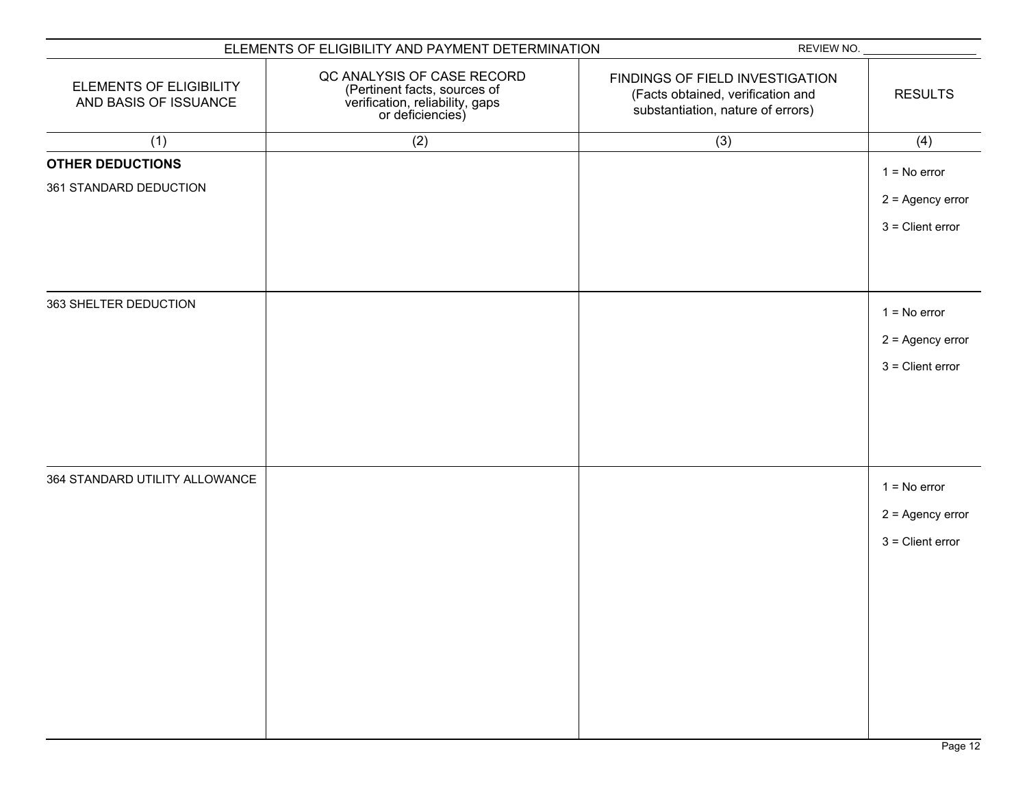| ELEMENTS OF ELIGIBILITY AND PAYMENT DETERMINATION | | | REVIEW NO. ______ |
|---|---|---|---|
| ELEMENTS OF ELIGIBILITY AND BASIS OF ISSUANCE | QC ANALYSIS OF CASE RECORD (Pertinent facts, sources of verification, reliability, gaps or deficiencies) | FINDINGS OF FIELD INVESTIGATION (Facts obtained, verification and substantiation, nature of errors) | RESULTS |
| (1) | (2) | (3) | (4) |
| **OTHER DEDUCTIONS**<br>361 STANDARD DEDUCTION | | | 1 = No error<br>2 = Agency error<br>3 = Client error |
| 363 SHELTER DEDUCTION | | | 1 = No error<br>2 = Agency error<br>3 = Client error |
| 364 STANDARD UTILITY ALLOWANCE | | | 1 = No error<br>2 = Agency error<br>3 = Client error |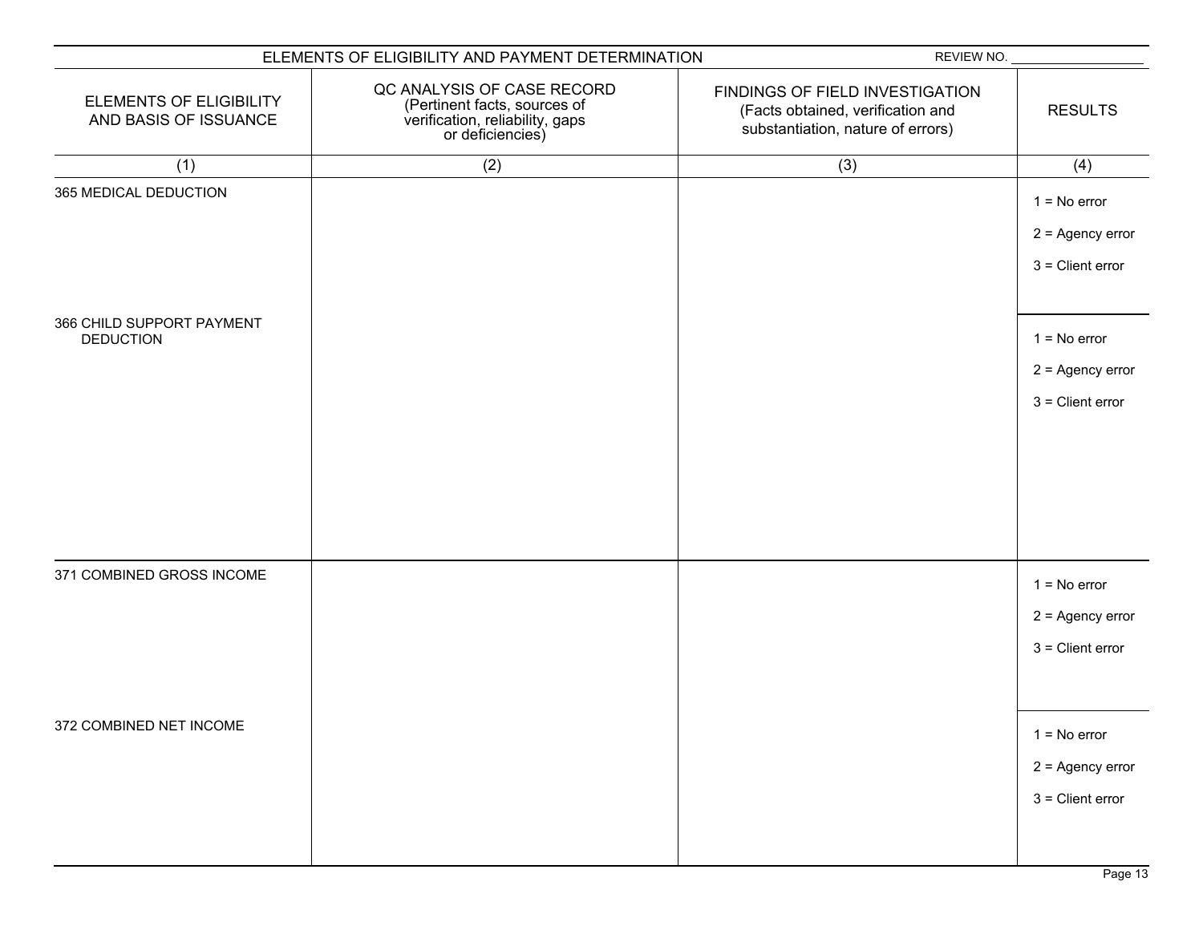| ELEMENTS OF ELIGIBILITY AND PAYMENT DETERMINATION | | | REVIEW NO. ___________ |
|---|---|---|---|
| ELEMENTS OF ELIGIBILITY AND BASIS OF ISSUANCE | QC ANALYSIS OF CASE RECORD (Pertinent facts, sources of verification, reliability, gaps or deficiencies) | FINDINGS OF FIELD INVESTIGATION (Facts obtained, verification and substantiation, nature of errors) | RESULTS |
| (1) | (2) | (3) | (4) |
| 365 MEDICAL DEDUCTION | | | 1 = No error<br>2 = Agency error<br>3 = Client error |
| 366 CHILD SUPPORT PAYMENT DEDUCTION | | | 1 = No error<br>2 = Agency error<br>3 = Client error |
| 371 COMBINED GROSS INCOME | | | 1 = No error<br>2 = Agency error<br>3 = Client error |
| 372 COMBINED NET INCOME | | | 1 = No error<br>2 = Agency error<br>3 = Client error |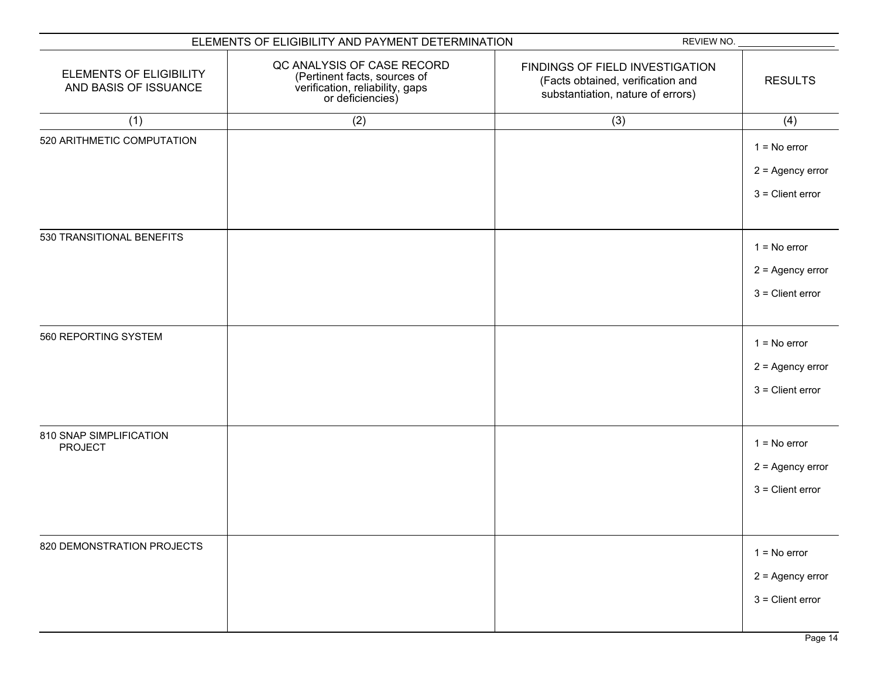ELEMENTS OF ELIGIBILITY AND PAYMENT DETERMINATION

REVIEW NO. ___________________

| ELEMENTS OF ELIGIBILITY AND BASIS OF ISSUANCE | QC ANALYSIS OF CASE RECORD (Pertinent facts, sources of verification, reliability, gaps or deficiencies) | FINDINGS OF FIELD INVESTIGATION (Facts obtained, verification and substantiation, nature of errors) | RESULTS |
|---|---|---|---|
| (1) | (2) | (3) | (4) |
| 520 ARITHMETIC COMPUTATION | | | 1 = No error<br>2 = Agency error<br>3 = Client error |
| 530 TRANSITIONAL BENEFITS | | | 1 = No error<br>2 = Agency error<br>3 = Client error |
| 560 REPORTING SYSTEM | | | 1 = No error<br>2 = Agency error<br>3 = Client error |
| 810 SNAP SIMPLIFICATION PROJECT | | | 1 = No error<br>2 = Agency error<br>3 = Client error |
| 820 DEMONSTRATION PROJECTS | | | 1 = No error<br>2 = Agency error<br>3 = Client error |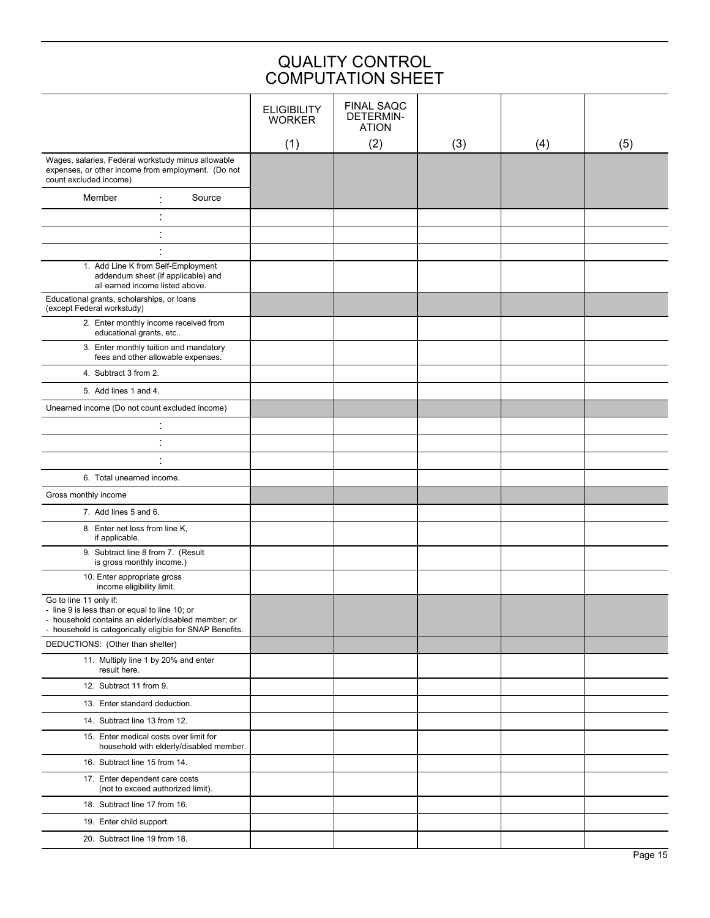# QUALITY CONTROL COMPUTATION SHEET

| | ELIGIBILITY WORKER (1) | FINAL SAQC DETERMIN-ATION (2) | (3) | (4) | (5) |
|---|---|---|---|---|---|
| Wages, salaries, Federal workstudy minus allowable expenses, or other income from employment. (Do not count excluded income) | | | | | |
| Member : Source | | | | | |
| : | | | | | |
| : | | | | | |
| : | | | | | |
| 1. Add Line K from Self-Employment addendum sheet (if applicable) and all earned income listed above. | | | | | |
| Educational grants, scholarships, or loans (except Federal workstudy) | | | | | |
| 2. Enter monthly income received from educational grants, etc.. | | | | | |
| 3. Enter monthly tuition and mandatory fees and other allowable expenses. | | | | | |
| 4. Subtract 3 from 2. | | | | | |
| 5. Add lines 1 and 4. | | | | | |
| Unearned income (Do not count excluded income) | | | | | |
| : | | | | | |
| : | | | | | |
| : | | | | | |
| 6. Total unearned income. | | | | | |
| Gross monthly income | | | | | |
| 7. Add lines 5 and 6. | | | | | |
| 8. Enter net loss from line K, if applicable. | | | | | |
| 9. Subtract line 8 from 7. (Result is gross monthly income.) | | | | | |
| 10. Enter appropriate gross income eligibility limit. | | | | | |
| Go to line 11 only if: - line 9 is less than or equal to line 10; or - household contains an elderly/disabled member; or - household is categorically eligible for SNAP Benefits. | | | | | |
| DEDUCTIONS: (Other than shelter) | | | | | |
| 11. Multiply line 1 by 20% and enter result here. | | | | | |
| 12. Subtract 11 from 9. | | | | | |
| 13. Enter standard deduction. | | | | | |
| 14. Subtract line 13 from 12. | | | | | |
| 15. Enter medical costs over limit for household with elderly/disabled member. | | | | | |
| 16. Subtract line 15 from 14. | | | | | |
| 17. Enter dependent care costs (not to exceed authorized limit). | | | | | |
| 18. Subtract line 17 from 16. | | | | | |
| 19. Enter child support. | | | | | |
| 20. Subtract line 19 from 18. | | | | | |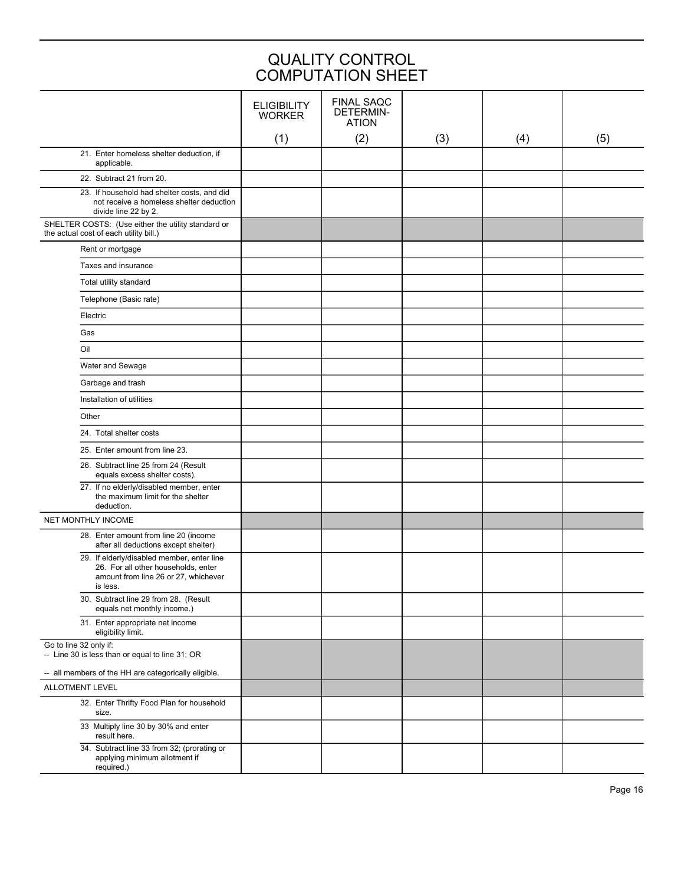# QUALITY CONTROL COMPUTATION SHEET

| | ELIGIBILITY WORKER (1) | FINAL SAQC DETERMIN-ATION (2) | (3) | (4) | (5) |
|---|---|---|---|---|---|
| 21. Enter homeless shelter deduction, if applicable. | | | | | |
| 22. Subtract 21 from 20. | | | | | |
| 23. If household had shelter costs, and did not receive a homeless shelter deduction divide line 22 by 2. | | | | | |
| SHELTER COSTS: (Use either the utility standard or the actual cost of each utility bill.) | | | | | |
| Rent or mortgage | | | | | |
| Taxes and insurance | | | | | |
| Total utility standard | | | | | |
| Telephone (Basic rate) | | | | | |
| Electric | | | | | |
| Gas | | | | | |
| Oil | | | | | |
| Water and Sewage | | | | | |
| Garbage and trash | | | | | |
| Installation of utilities | | | | | |
| Other | | | | | |
| 24. Total shelter costs | | | | | |
| 25. Enter amount from line 23. | | | | | |
| 26. Subtract line 25 from 24 (Result equals excess shelter costs). | | | | | |
| 27. If no elderly/disabled member, enter the maximum limit for the shelter deduction. | | | | | |
| NET MONTHLY INCOME | | | | | |
| 28. Enter amount from line 20 (income after all deductions except shelter) | | | | | |
| 29. If elderly/disabled member, enter line 26. For all other households, enter amount from line 26 or 27, whichever is less. | | | | | |
| 30. Subtract line 29 from 28. (Result equals net monthly income.) | | | | | |
| 31. Enter appropriate net income eligibility limit. | | | | | |
| Go to line 32 only if: -- Line 30 is less than or equal to line 31; OR -- all members of the HH are categorically eligible. | | | | | |
| ALLOTMENT LEVEL | | | | | |
| 32. Enter Thrifty Food Plan for household size. | | | | | |
| 33 Multiply line 30 by 30% and enter result here. | | | | | |
| 34. Subtract line 33 from 32; (prorating or applying minimum allotment if required.) | | | | | |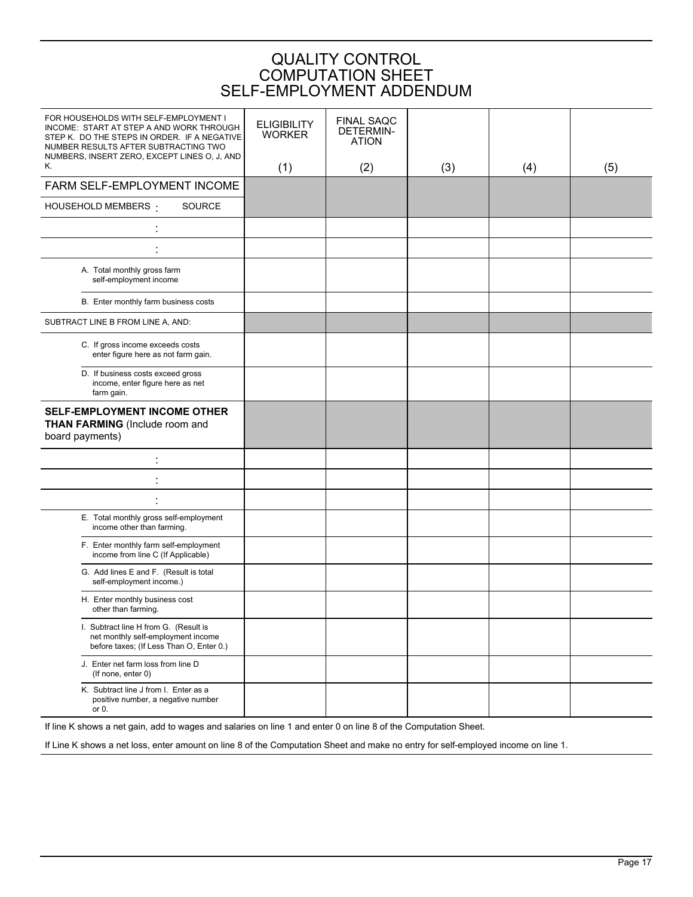# QUALITY CONTROL
# COMPUTATION SHEET
# SELF-EMPLOYMENT ADDENDUM

| FOR HOUSEHOLDS WITH SELF-EMPLOYMENT I INCOME: START AT STEP A AND WORK THROUGH STEP K. DO THE STEPS IN ORDER. IF A NEGATIVE NUMBER RESULTS AFTER SUBTRACTING TWO NUMBERS, INSERT ZERO, EXCEPT LINES O, J, AND K. | ELIGIBILITY WORKER (1) | FINAL SAQC DETERMIN-ATION (2) | (3) | (4) | (5) |
|---|---|---|---|---|---|
| FARM SELF-EMPLOYMENT INCOME | | | | | |
| HOUSEHOLD MEMBERS : SOURCE | | | | | |
| : | | | | | |
| : | | | | | |
| A. Total monthly gross farm self-employment income | | | | | |
| B. Enter monthly farm business costs | | | | | |
| SUBTRACT LINE B FROM LINE A, AND: | | | | | |
| C. If gross income exceeds costs enter figure here as not farm gain. | | | | | |
| D. If business costs exceed gross income, enter figure here as net farm gain. | | | | | |
| **SELF-EMPLOYMENT INCOME OTHER THAN FARMING** (Include room and board payments) | | | | | |
| : | | | | | |
| : | | | | | |
| : | | | | | |
| E. Total monthly gross self-employment income other than farming. | | | | | |
| F. Enter monthly farm self-employment income from line C (If Applicable) | | | | | |
| G. Add lines E and F. (Result is total self-employment income.) | | | | | |
| H. Enter monthly business cost other than farming. | | | | | |
| I. Subtract line H from G. (Result is net monthly self-employment income before taxes; (If Less Than O, Enter 0.) | | | | | |
| J. Enter net farm loss from line D (If none, enter 0) | | | | | |
| K. Subtract line J from I. Enter as a positive number, a negative number or 0. | | | | | |

If line K shows a net gain, add to wages and salaries on line 1 and enter 0 on line 8 of the Computation Sheet.

If Line K shows a net loss, enter amount on line 8 of the Computation Sheet and make no entry for self-employed income on line 1.